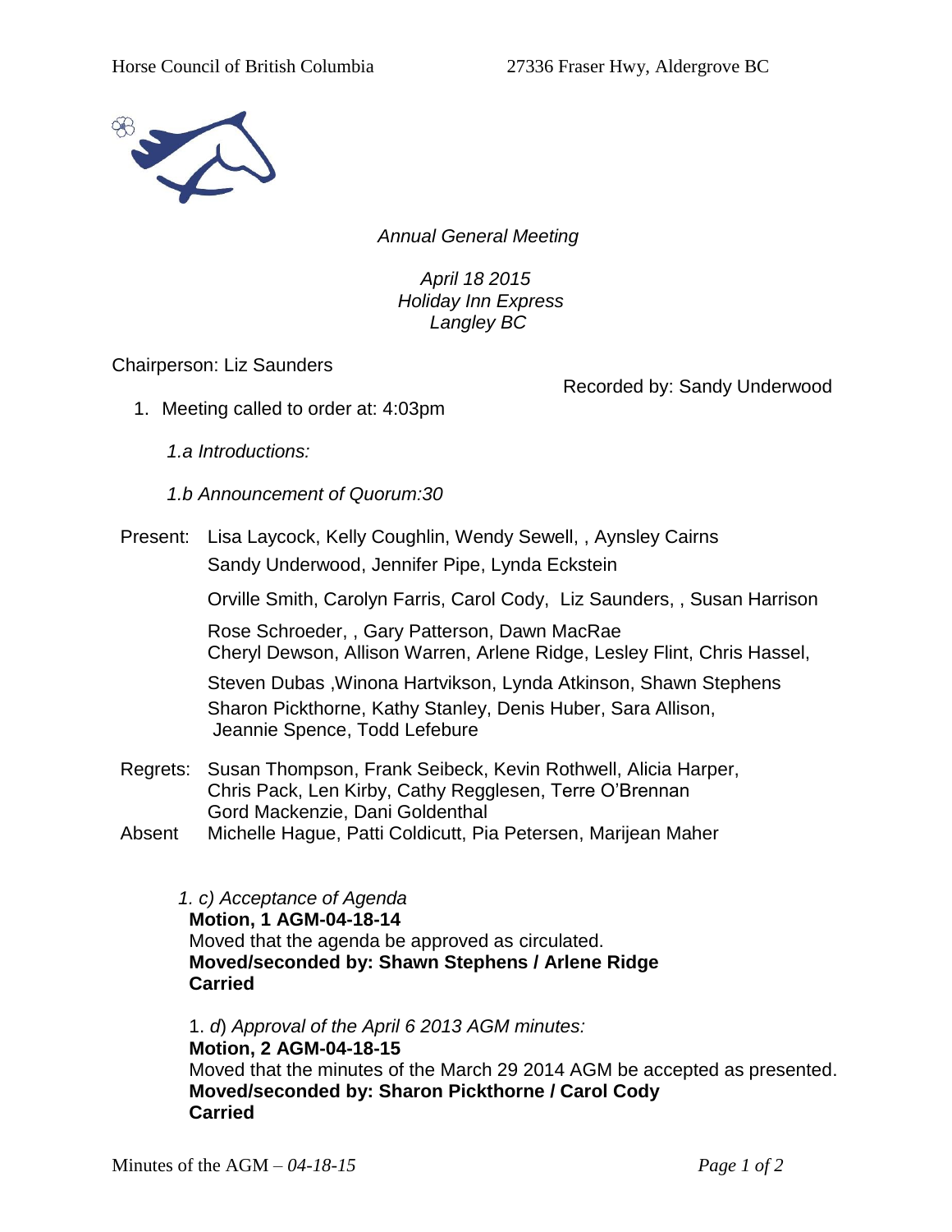Horse Council of British Columbia 27336 Fraser Hwy, Aldergrove BC

*Annual General Meeting*

*April 18 2015*
*Holiday Inn Express*
*Langley BC*

Chairperson: Liz Saunders

Recorded by: Sandy Underwood

1. Meeting called to order at: 4:03pm

   *1.a Introductions:*

   *1.b Announcement of Quorum:30*

Present: Lisa Laycock, Kelly Coughlin, Wendy Sewell, , Aynsley Cairns
Sandy Underwood, Jennifer Pipe, Lynda Eckstein
Orville Smith, Carolyn Farris, Carol Cody, Liz Saunders, , Susan Harrison
Rose Schroeder, , Gary Patterson, Dawn MacRae
Cheryl Dewson, Allison Warren, Arlene Ridge, Lesley Flint, Chris Hassel,
Steven Dubas ,Winona Hartvikson, Lynda Atkinson, Shawn Stephens
Sharon Pickthorne, Kathy Stanley, Denis Huber, Sara Allison,
Jeannie Spence, Todd Lefebure

Regrets: Susan Thompson, Frank Seibeck, Kevin Rothwell, Alicia Harper, Chris Pack, Len Kirby, Cathy Regglesen, Terre O'Brennan
Gord Mackenzie, Dani Goldenthal

Absent Michelle Hague, Patti Coldicutt, Pia Petersen, Marijean Maher

*1. c) Acceptance of Agenda*
**Motion, 1 AGM-04-18-14**
Moved that the agenda be approved as circulated.
**Moved/seconded by: Shawn Stephens / Arlene Ridge**
**Carried**

1. *d*) *Approval of the April 6 2013 AGM minutes:*
**Motion, 2 AGM-04-18-15**
Moved that the minutes of the March 29 2014 AGM be accepted as presented.
**Moved/seconded by: Sharon Pickthorne / Carol Cody**
**Carried**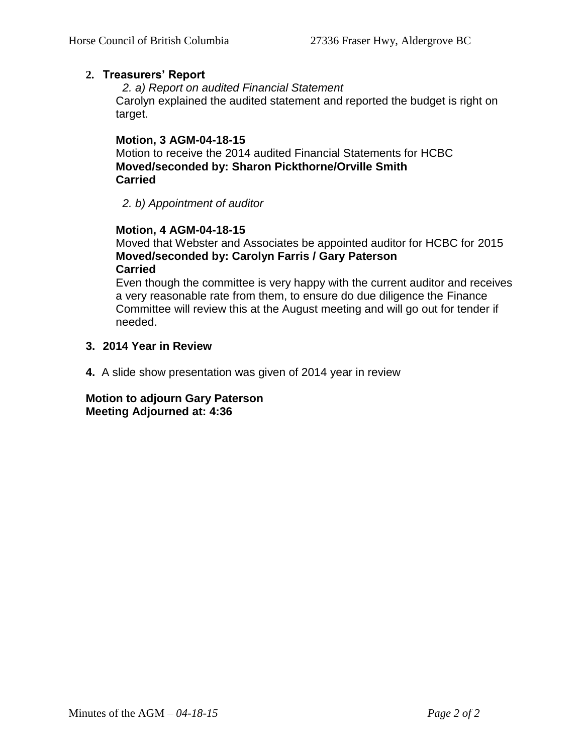**2. Treasurers' Report**

*2. a) Report on audited Financial Statement*

Carolyn explained the audited statement and reported the budget is right on target.

**Motion, 3 AGM-04-18-15**

Motion to receive the 2014 audited Financial Statements for HCBC

**Moved/seconded by: Sharon Pickthorne/Orville Smith**

**Carried**

*2. b) Appointment of auditor*

**Motion, 4 AGM-04-18-15**

Moved that Webster and Associates be appointed auditor for HCBC for 2015

**Moved/seconded by: Carolyn Farris / Gary Paterson**

**Carried**

Even though the committee is very happy with the current auditor and receives a very reasonable rate from them, to ensure do due diligence the Finance Committee will review this at the August meeting and will go out for tender if needed.

**3. 2014 Year in Review**

**4.** A slide show presentation was given of 2014 year in review

**Motion to adjourn Gary Paterson**

**Meeting Adjourned at: 4:36**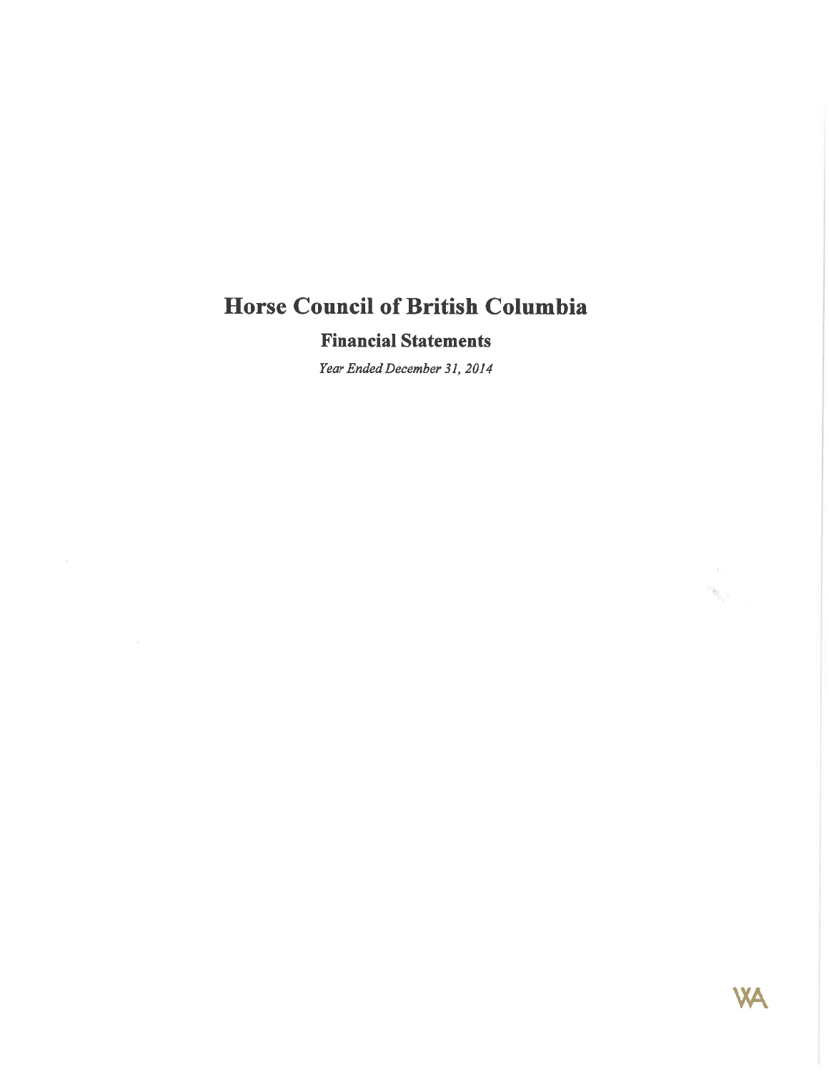# Horse Council of British Columbia

## Financial Statements

*Year Ended December 31, 2014*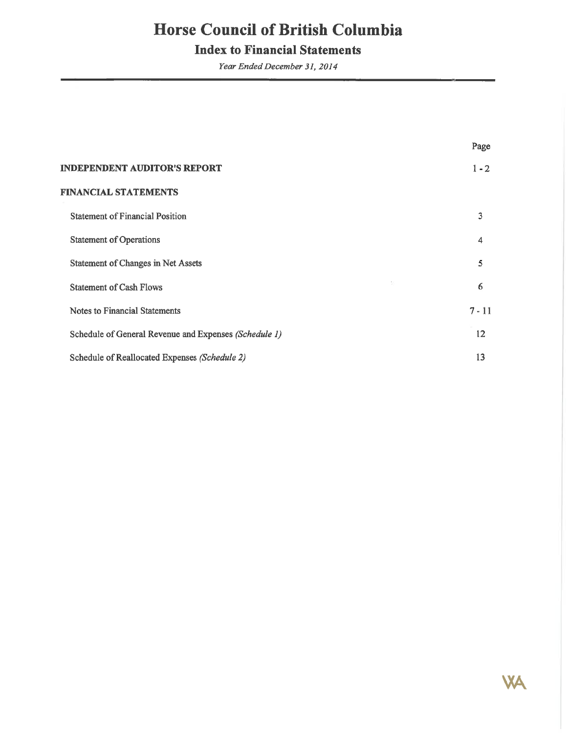# Horse Council of British Columbia

## Index to Financial Statements

*Year Ended December 31, 2014*

| | Page |
|---|---|
| **INDEPENDENT AUDITOR'S REPORT** | 1 - 2 |
| **FINANCIAL STATEMENTS** | |
| Statement of Financial Position | 3 |
| Statement of Operations | 4 |
| Statement of Changes in Net Assets | 5 |
| Statement of Cash Flows | 6 |
| Notes to Financial Statements | 7 - 11 |
| Schedule of General Revenue and Expenses *(Schedule 1)* | 12 |
| Schedule of Reallocated Expenses *(Schedule 2)* | 13 |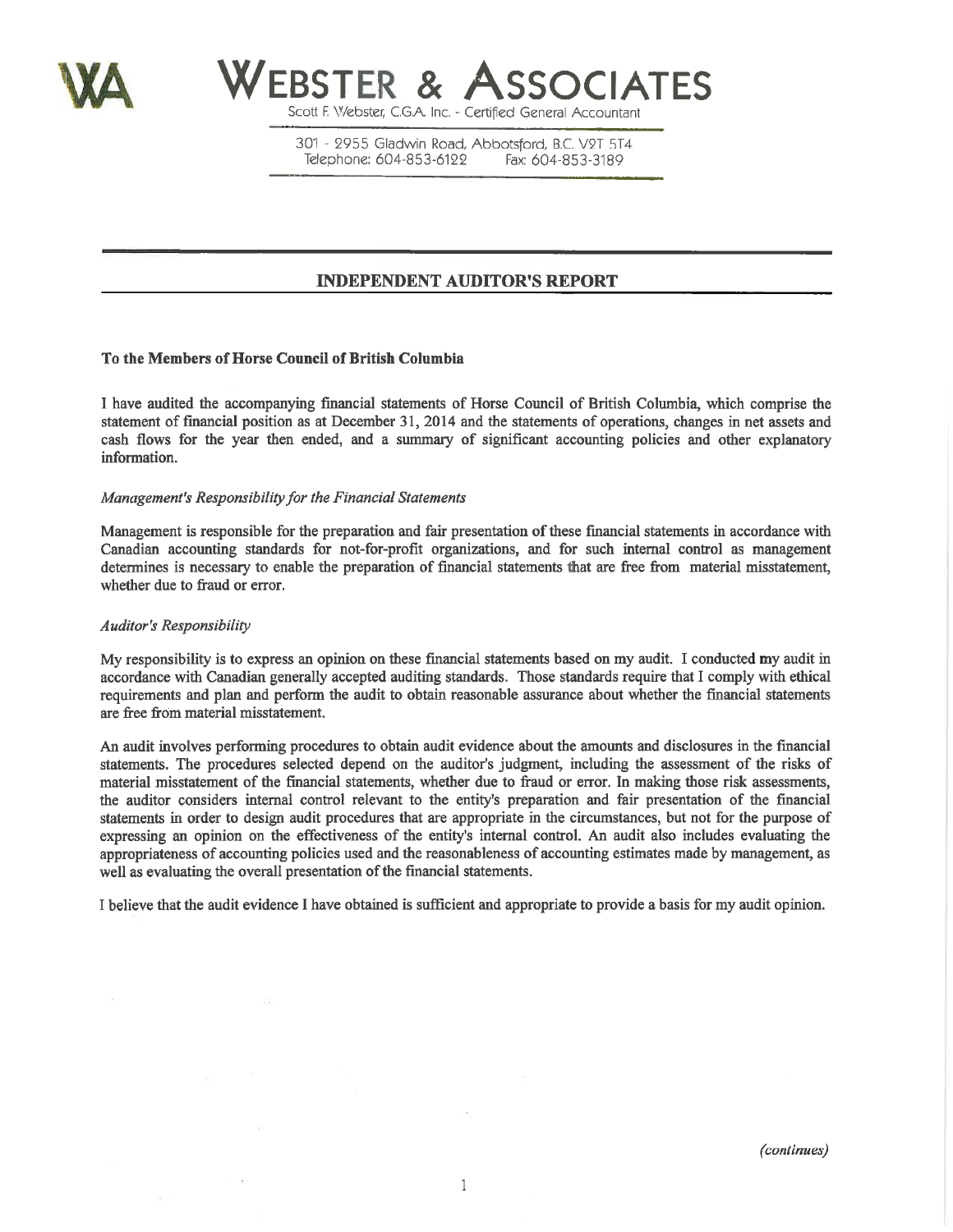# WEBSTER & ASSOCIATES

Scott F. Webster, C.G.A. Inc. - Certified General Accountant

301 - 2955 Gladwin Road, Abbotsford, B.C. V2T 5T4
Telephone: 604-853-6122 Fax: 604-853-3189

## INDEPENDENT AUDITOR'S REPORT

**To the Members of Horse Council of British Columbia**

I have audited the accompanying financial statements of Horse Council of British Columbia, which comprise the statement of financial position as at December 31, 2014 and the statements of operations, changes in net assets and cash flows for the year then ended, and a summary of significant accounting policies and other explanatory information.

*Management's Responsibility for the Financial Statements*

Management is responsible for the preparation and fair presentation of these financial statements in accordance with Canadian accounting standards for not-for-profit organizations, and for such internal control as management determines is necessary to enable the preparation of financial statements that are free from material misstatement, whether due to fraud or error.

*Auditor's Responsibility*

My responsibility is to express an opinion on these financial statements based on my audit. I conducted my audit in accordance with Canadian generally accepted auditing standards. Those standards require that I comply with ethical requirements and plan and perform the audit to obtain reasonable assurance about whether the financial statements are free from material misstatement.

An audit involves performing procedures to obtain audit evidence about the amounts and disclosures in the financial statements. The procedures selected depend on the auditor's judgment, including the assessment of the risks of material misstatement of the financial statements, whether due to fraud or error. In making those risk assessments, the auditor considers internal control relevant to the entity's preparation and fair presentation of the financial statements in order to design audit procedures that are appropriate in the circumstances, but not for the purpose of expressing an opinion on the effectiveness of the entity's internal control. An audit also includes evaluating the appropriateness of accounting policies used and the reasonableness of accounting estimates made by management, as well as evaluating the overall presentation of the financial statements.

I believe that the audit evidence I have obtained is sufficient and appropriate to provide a basis for my audit opinion.

*(continues)*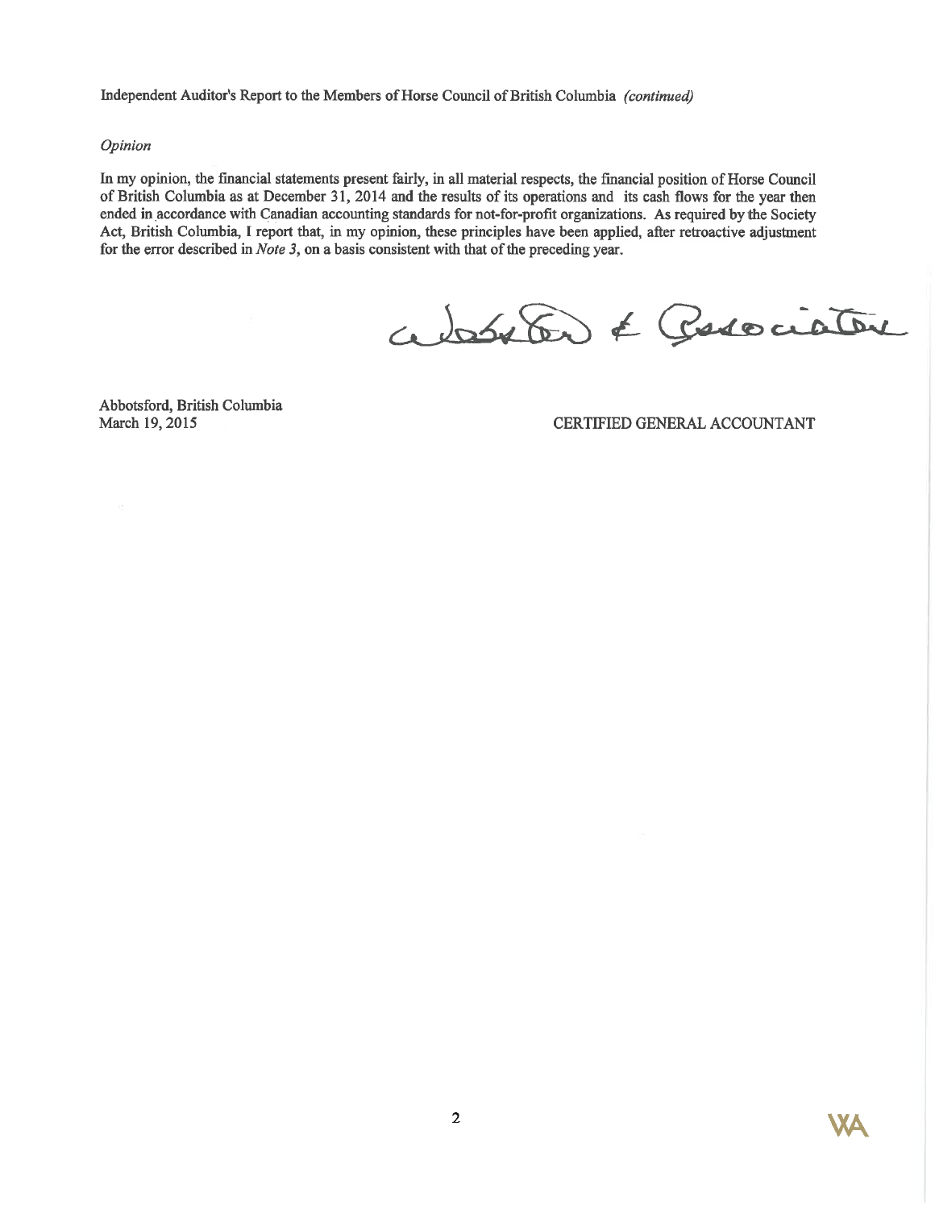Independent Auditor's Report to the Members of Horse Council of British Columbia *(continued)*

*Opinion*

In my opinion, the financial statements present fairly, in all material respects, the financial position of Horse Council of British Columbia as at December 31, 2014 and the results of its operations and its cash flows for the year then ended in accordance with Canadian accounting standards for not-for-profit organizations. As required by the Society Act, British Columbia, I report that, in my opinion, these principles have been applied, after retroactive adjustment for the error described in *Note 3*, on a basis consistent with that of the preceding year.

Webster & Associates

Abbotsford, British Columbia
March 19, 2015

CERTIFIED GENERAL ACCOUNTANT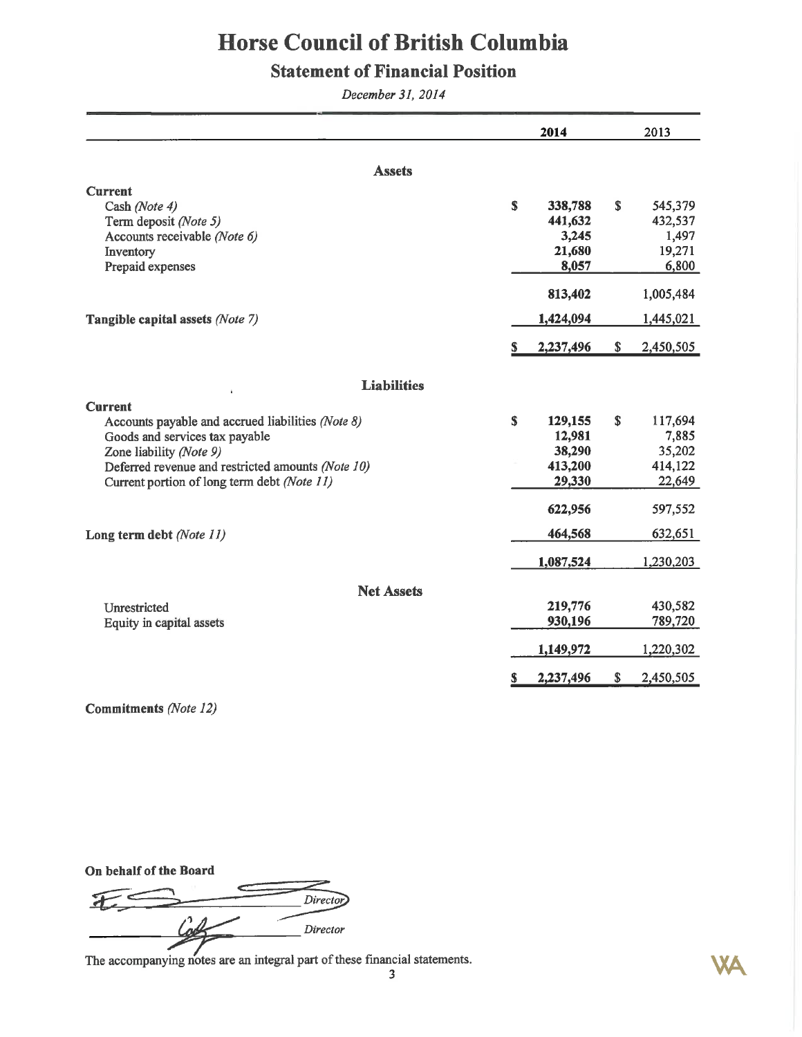# Horse Council of British Columbia

## Statement of Financial Position

*December 31, 2014*

| | 2014 | 2013 |
|---|---|---|
| **Assets** | | |
| **Current** | | |
| Cash *(Note 4)* | $ 338,788 | $ 545,379 |
| Term deposit *(Note 5)* | 441,632 | 432,537 |
| Accounts receivable *(Note 6)* | 3,245 | 1,497 |
| Inventory | 21,680 | 19,271 |
| Prepaid expenses | 8,057 | 6,800 |
| | 813,402 | 1,005,484 |
| **Tangible capital assets** *(Note 7)* | 1,424,094 | 1,445,021 |
| | $ 2,237,496 | $ 2,450,505 |
| **Liabilities** | | |
| **Current** | | |
| Accounts payable and accrued liabilities *(Note 8)* | $ 129,155 | $ 117,694 |
| Goods and services tax payable | 12,981 | 7,885 |
| Zone liability *(Note 9)* | 38,290 | 35,202 |
| Deferred revenue and restricted amounts *(Note 10)* | 413,200 | 414,122 |
| Current portion of long term debt *(Note 11)* | 29,330 | 22,649 |
| | 622,956 | 597,552 |
| **Long term debt** *(Note 11)* | 464,568 | 632,651 |
| | 1,087,524 | 1,230,203 |
| **Net Assets** | | |
| Unrestricted | 219,776 | 430,582 |
| Equity in capital assets | 930,196 | 789,720 |
| | 1,149,972 | 1,220,302 |
| | $ 2,237,496 | $ 2,450,505 |

**Commitments** *(Note 12)*

**On behalf of the Board**

_______________________ *Director*

_______________________ *Director*

The accompanying notes are an integral part of these financial statements.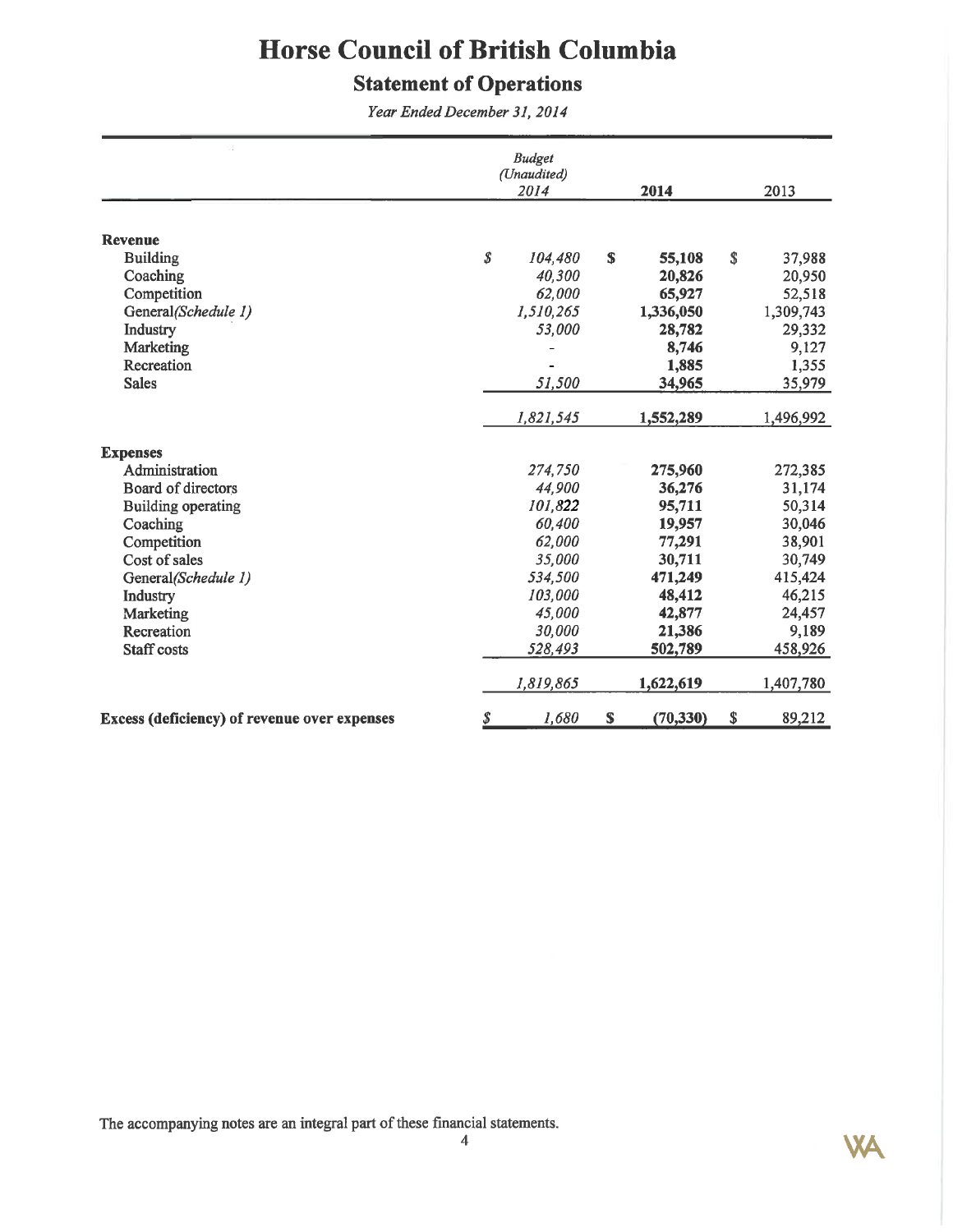# Horse Council of British Columbia

## Statement of Operations

*Year Ended December 31, 2014*

| | *Budget (Unaudited) 2014* | **2014** | 2013 |
|---|---|---|---|
| **Revenue** | | | |
| Building | *$ 104,480* | **$ 55,108** | $ 37,988 |
| Coaching | *40,300* | **20,826** | 20,950 |
| Competition | *62,000* | **65,927** | 52,518 |
| General*(Schedule 1)* | *1,510,265* | **1,336,050** | 1,309,743 |
| Industry | *53,000* | **28,782** | 29,332 |
| Marketing | - | **8,746** | 9,127 |
| Recreation | - | **1,885** | 1,355 |
| Sales | *51,500* | **34,965** | 35,979 |
| | *1,821,545* | **1,552,289** | 1,496,992 |
| **Expenses** | | | |
| Administration | *274,750* | **275,960** | 272,385 |
| Board of directors | *44,900* | **36,276** | 31,174 |
| Building operating | *101,822* | **95,711** | 50,314 |
| Coaching | *60,400* | **19,957** | 30,046 |
| Competition | *62,000* | **77,291** | 38,901 |
| Cost of sales | *35,000* | **30,711** | 30,749 |
| General*(Schedule 1)* | *534,500* | **471,249** | 415,424 |
| Industry | *103,000* | **48,412** | 46,215 |
| Marketing | *45,000* | **42,877** | 24,457 |
| Recreation | *30,000* | **21,386** | 9,189 |
| Staff costs | *528,493* | **502,789** | 458,926 |
| | *1,819,865* | **1,622,619** | 1,407,780 |
| **Excess (deficiency) of revenue over expenses** | *$ 1,680* | **$ (70,330)** | $ 89,212 |

The accompanying notes are an integral part of these financial statements.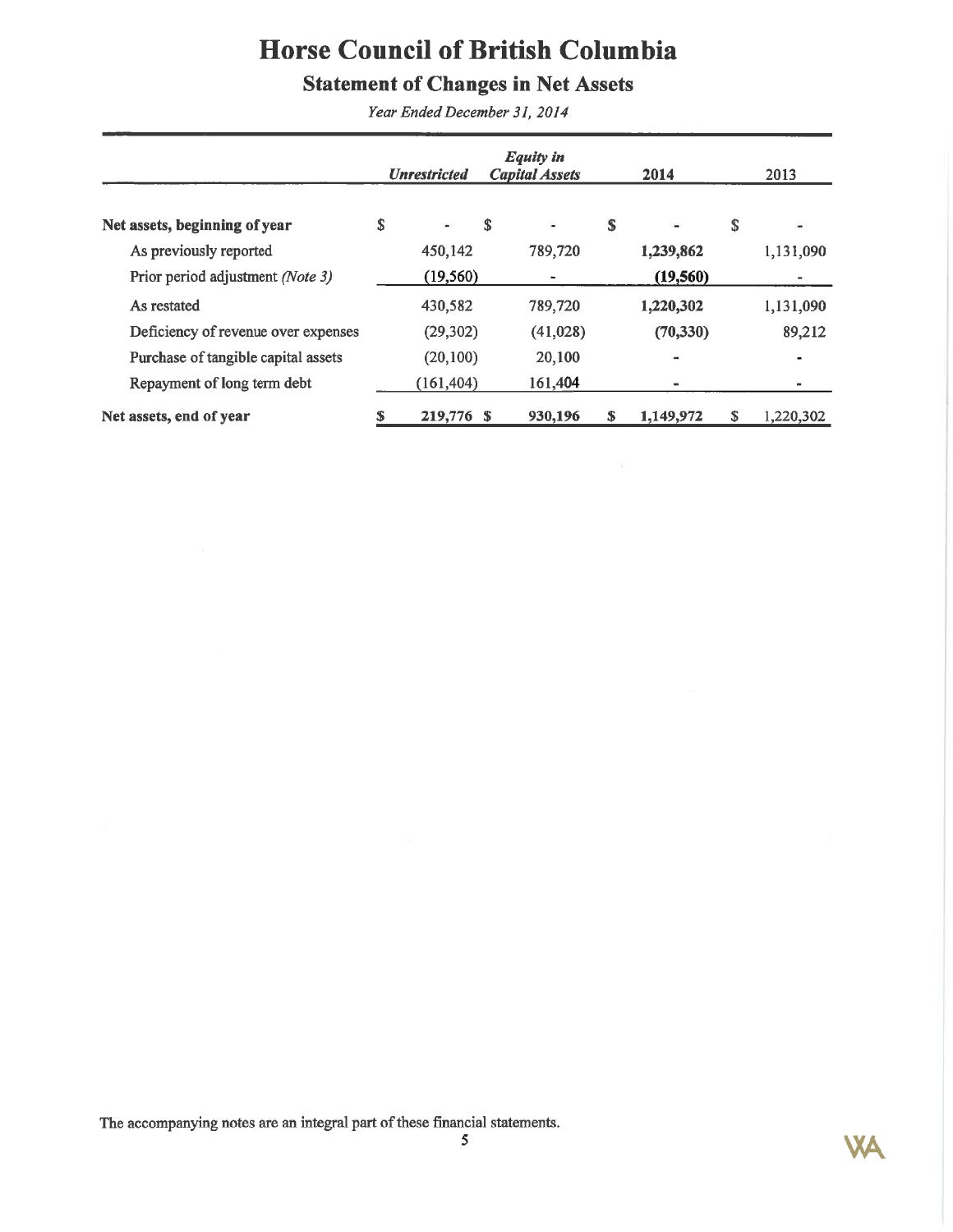# Horse Council of British Columbia

## Statement of Changes in Net Assets

*Year Ended December 31, 2014*

| | *Unrestricted* | *Equity in Capital Assets* | 2014 | 2013 |
|---|---|---|---|---|
| **Net assets, beginning of year** | $ - | $ - | $ - | $ - |
| As previously reported | 450,142 | 789,720 | **1,239,862** | 1,131,090 |
| Prior period adjustment *(Note 3)* | (19,560) | - | **(19,560)** | - |
| As restated | 430,582 | 789,720 | **1,220,302** | 1,131,090 |
| Deficiency of revenue over expenses | (29,302) | (41,028) | **(70,330)** | 89,212 |
| Purchase of tangible capital assets | (20,100) | 20,100 | - | - |
| Repayment of long term debt | (161,404) | 161,404 | - | - |
| **Net assets, end of year** | **$ 219,776** | **$ 930,196** | **$ 1,149,972** | $ 1,220,302 |

The accompanying notes are an integral part of these financial statements.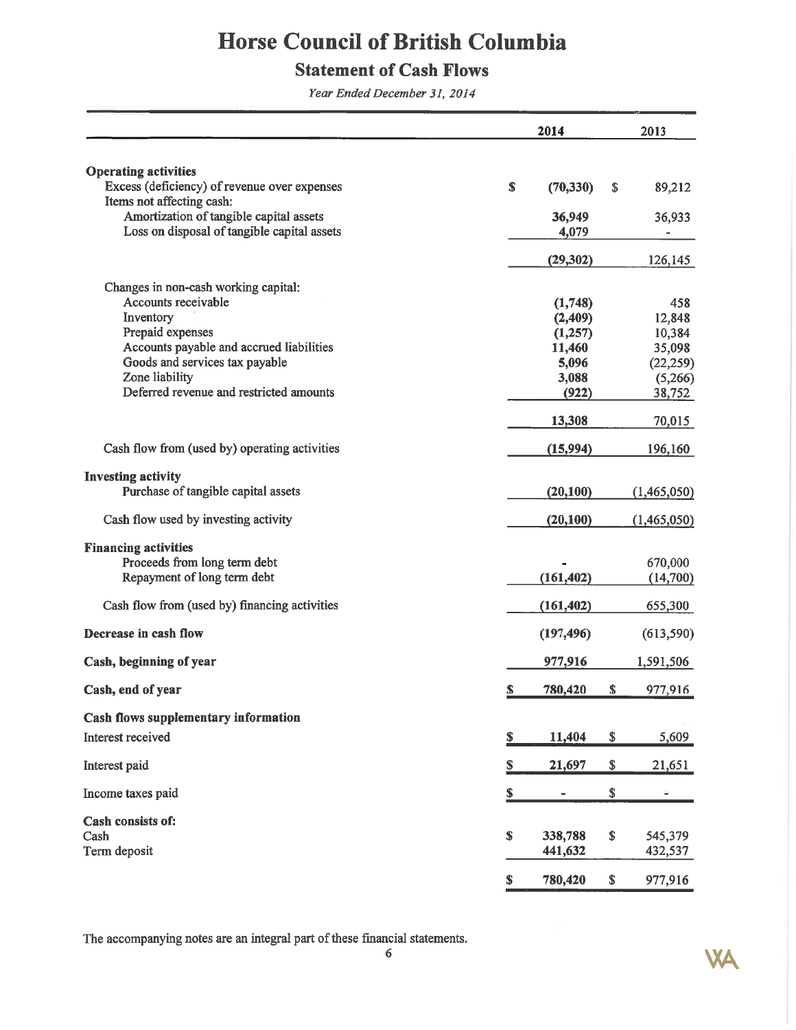# Horse Council of British Columbia

## Statement of Cash Flows

*Year Ended December 31, 2014*

| | 2014 | 2013 |
|---|---|---|
| **Operating activities** | | |
| Excess (deficiency) of revenue over expenses | $ (70,330) | $ 89,212 |
| Items not affecting cash: | | |
| Amortization of tangible capital assets | 36,949 | 36,933 |
| Loss on disposal of tangible capital assets | 4,079 | - |
| | (29,302) | 126,145 |
| Changes in non-cash working capital: | | |
| Accounts receivable | (1,748) | 458 |
| Inventory | (2,409) | 12,848 |
| Prepaid expenses | (1,257) | 10,384 |
| Accounts payable and accrued liabilities | 11,460 | 35,098 |
| Goods and services tax payable | 5,096 | (22,259) |
| Zone liability | 3,088 | (5,266) |
| Deferred revenue and restricted amounts | (922) | 38,752 |
| | 13,308 | 70,015 |
| Cash flow from (used by) operating activities | (15,994) | 196,160 |
| **Investing activity** | | |
| Purchase of tangible capital assets | (20,100) | (1,465,050) |
| Cash flow used by investing activity | (20,100) | (1,465,050) |
| **Financing activities** | | |
| Proceeds from long term debt | - | 670,000 |
| Repayment of long term debt | (161,402) | (14,700) |
| Cash flow from (used by) financing activities | (161,402) | 655,300 |
| **Decrease in cash flow** | (197,496) | (613,590) |
| **Cash, beginning of year** | 977,916 | 1,591,506 |
| **Cash, end of year** | $ 780,420 | $ 977,916 |
| **Cash flows supplementary information** | | |
| Interest received | $ 11,404 | $ 5,609 |
| Interest paid | $ 21,697 | $ 21,651 |
| Income taxes paid | $ - | $ - |
| **Cash consists of:** | | |
| Cash | $ 338,788 | $ 545,379 |
| Term deposit | 441,632 | 432,537 |
| | $ 780,420 | $ 977,916 |

The accompanying notes are an integral part of these financial statements.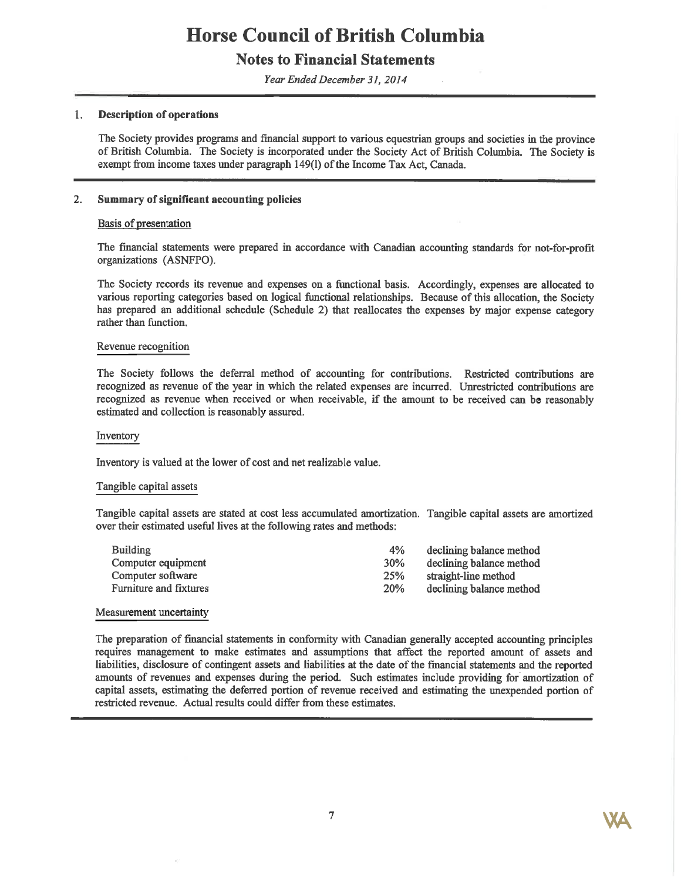# Horse Council of British Columbia

## Notes to Financial Statements

*Year Ended December 31, 2014*

### 1. Description of operations

The Society provides programs and financial support to various equestrian groups and societies in the province of British Columbia. The Society is incorporated under the Society Act of British Columbia. The Society is exempt from income taxes under paragraph 149(l) of the Income Tax Act, Canada.

### 2. Summary of significant accounting policies

Basis of presentation

The financial statements were prepared in accordance with Canadian accounting standards for not-for-profit organizations (ASNFPO).

The Society records its revenue and expenses on a functional basis. Accordingly, expenses are allocated to various reporting categories based on logical functional relationships. Because of this allocation, the Society has prepared an additional schedule (Schedule 2) that reallocates the expenses by major expense category rather than function.

Revenue recognition

The Society follows the deferral method of accounting for contributions. Restricted contributions are recognized as revenue of the year in which the related expenses are incurred. Unrestricted contributions are recognized as revenue when received or when receivable, if the amount to be received can be reasonably estimated and collection is reasonably assured.

Inventory

Inventory is valued at the lower of cost and net realizable value.

Tangible capital assets

Tangible capital assets are stated at cost less accumulated amortization. Tangible capital assets are amortized over their estimated useful lives at the following rates and methods:

| | | |
|---|---|---|
| Building | 4% | declining balance method |
| Computer equipment | 30% | declining balance method |
| Computer software | 25% | straight-line method |
| Furniture and fixtures | 20% | declining balance method |

Measurement uncertainty

The preparation of financial statements in conformity with Canadian generally accepted accounting principles requires management to make estimates and assumptions that affect the reported amount of assets and liabilities, disclosure of contingent assets and liabilities at the date of the financial statements and the reported amounts of revenues and expenses during the period. Such estimates include providing for amortization of capital assets, estimating the deferred portion of revenue received and estimating the unexpended portion of restricted revenue. Actual results could differ from these estimates.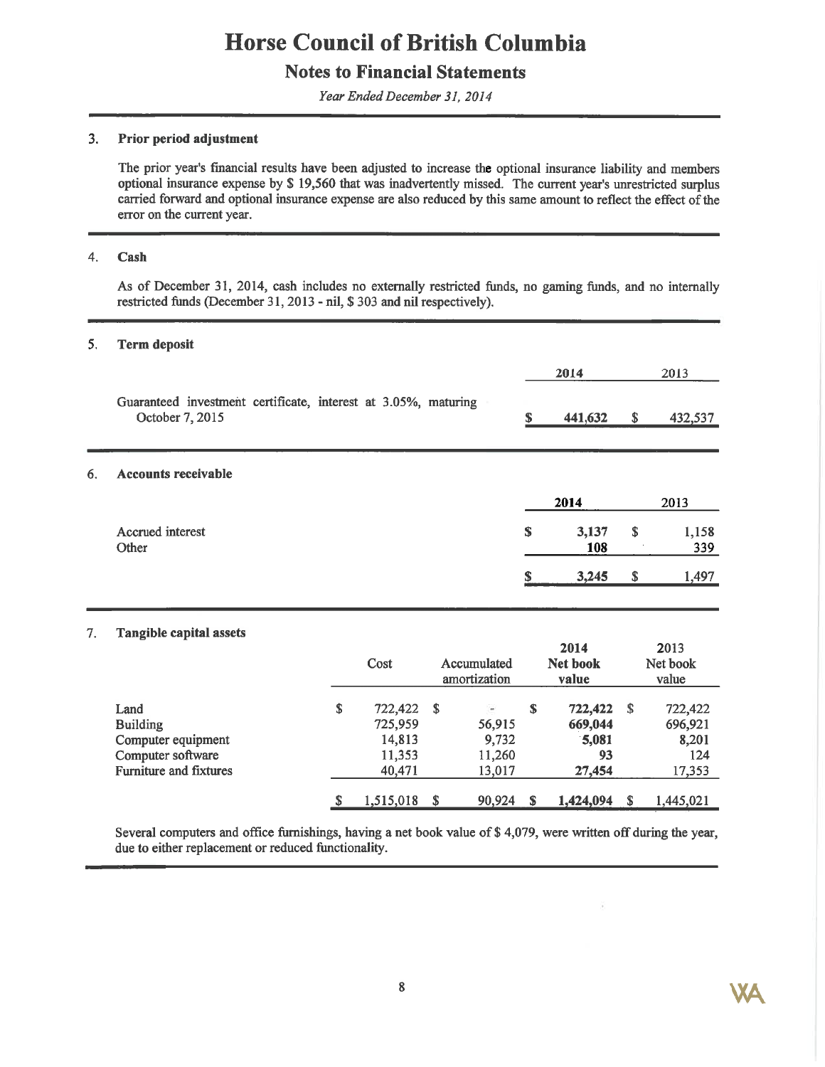# Horse Council of British Columbia

## Notes to Financial Statements

*Year Ended December 31, 2014*

### 3. Prior period adjustment

The prior year's financial results have been adjusted to increase the optional insurance liability and members optional insurance expense by $ 19,560 that was inadvertently missed. The current year's unrestricted surplus carried forward and optional insurance expense are also reduced by this same amount to reflect the effect of the error on the current year.

### 4. Cash

As of December 31, 2014, cash includes no externally restricted funds, no gaming funds, and no internally restricted funds (December 31, 2013 - nil, $ 303 and nil respectively).

### 5. Term deposit

| | 2014 | 2013 |
|---|---|---|
| Guaranteed investment certificate, interest at 3.05%, maturing October 7, 2015 | $ 441,632 | $ 432,537 |

### 6. Accounts receivable

| | 2014 | 2013 |
|---|---|---|
| Accrued interest | $ 3,137 | $ 1,158 |
| Other | 108 | 339 |
| | $ 3,245 | $ 1,497 |

### 7. Tangible capital assets

| | Cost | Accumulated amortization | 2014 Net book value | 2013 Net book value |
|---|---|---|---|---|
| Land | $ 722,422 | $ - | $ 722,422 | $ 722,422 |
| Building | 725,959 | 56,915 | 669,044 | 696,921 |
| Computer equipment | 14,813 | 9,732 | 5,081 | 8,201 |
| Computer software | 11,353 | 11,260 | 93 | 124 |
| Furniture and fixtures | 40,471 | 13,017 | 27,454 | 17,353 |
| | $ 1,515,018 | $ 90,924 | $ 1,424,094 | $ 1,445,021 |

Several computers and office furnishings, having a net book value of $ 4,079, were written off during the year, due to either replacement or reduced functionality.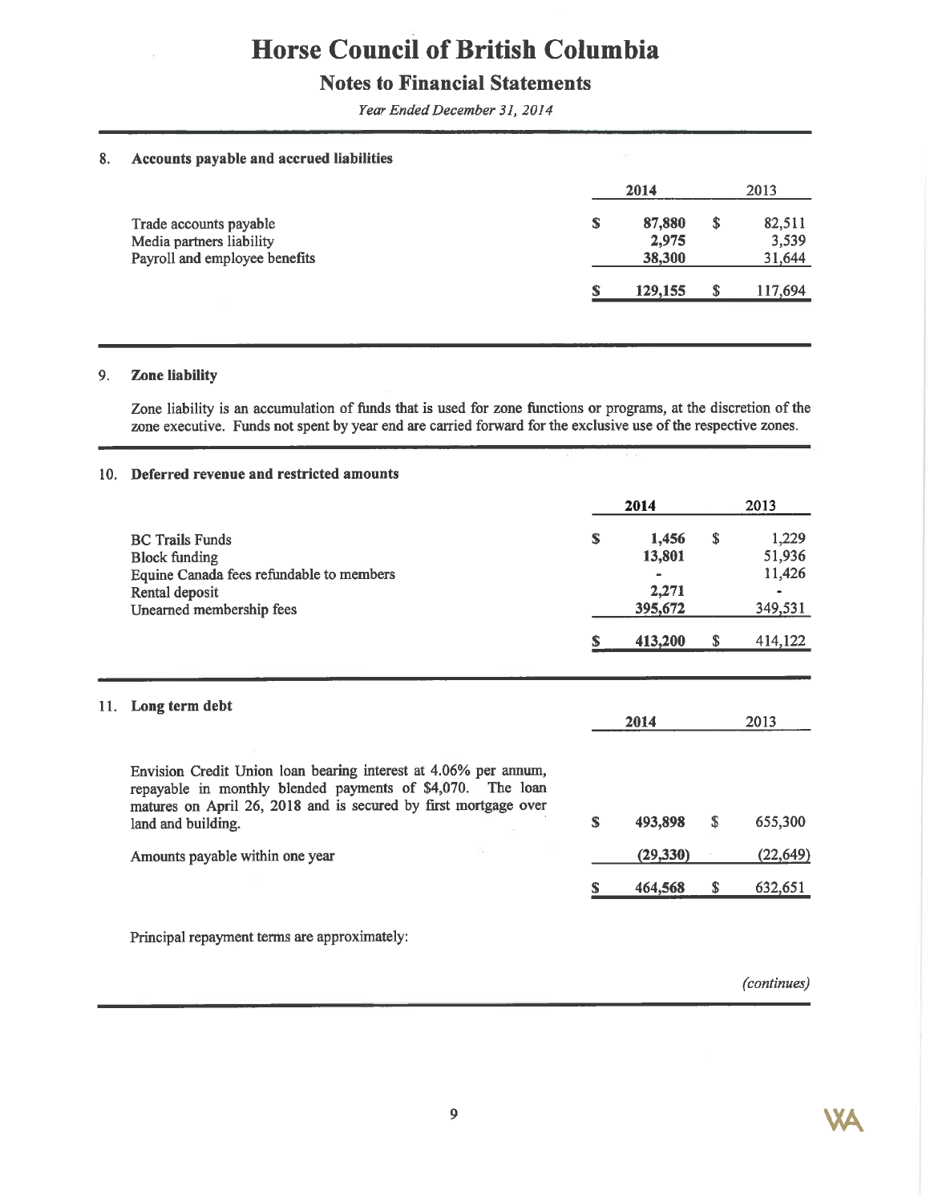# Horse Council of British Columbia

## Notes to Financial Statements

*Year Ended December 31, 2014*

### 8. Accounts payable and accrued liabilities

| | 2014 | 2013 |
|---|---|---|
| Trade accounts payable | $ 87,880 | $ 82,511 |
| Media partners liability | 2,975 | 3,539 |
| Payroll and employee benefits | 38,300 | 31,644 |
| | $ 129,155 | $ 117,694 |

### 9. Zone liability

Zone liability is an accumulation of funds that is used for zone functions or programs, at the discretion of the zone executive. Funds not spent by year end are carried forward for the exclusive use of the respective zones.

### 10. Deferred revenue and restricted amounts

| | 2014 | 2013 |
|---|---|---|
| BC Trails Funds | $ 1,456 | $ 1,229 |
| Block funding | 13,801 | 51,936 |
| Equine Canada fees refundable to members | - | 11,426 |
| Rental deposit | 2,271 | - |
| Unearned membership fees | 395,672 | 349,531 |
| | $ 413,200 | $ 414,122 |

### 11. Long term debt

| | 2014 | 2013 |
|---|---|---|
| Envision Credit Union loan bearing interest at 4.06% per annum, repayable in monthly blended payments of $4,070. The loan matures on April 26, 2018 and is secured by first mortgage over land and building. | $ 493,898 | $ 655,300 |
| Amounts payable within one year | (29,330) | (22,649) |
| | $ 464,568 | $ 632,651 |

Principal repayment terms are approximately:

*(continues)*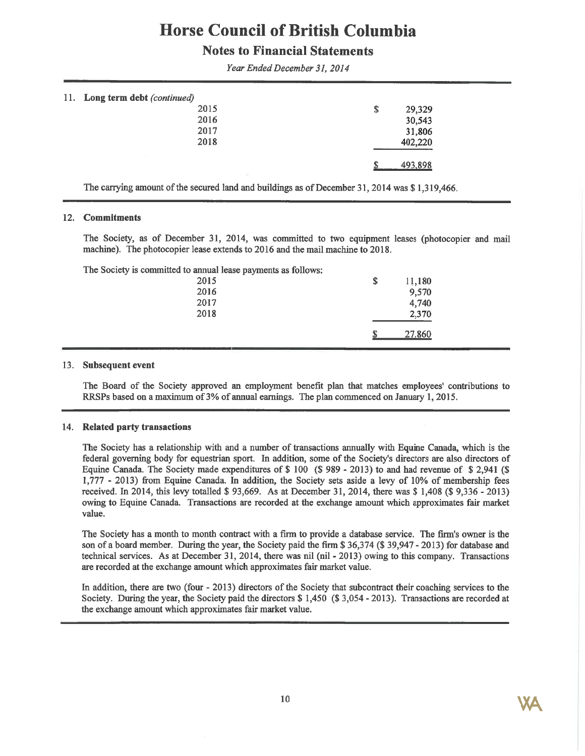# Horse Council of British Columbia

## Notes to Financial Statements

*Year Ended December 31, 2014*

### 11. Long term debt *(continued)*

| | |
|---|---|
| 2015 | $ 29,329 |
| 2016 | 30,543 |
| 2017 | 31,806 |
| 2018 | 402,220 |
| | $ 493,898 |

The carrying amount of the secured land and buildings as of December 31, 2014 was $ 1,319,466.

### 12. Commitments

The Society, as of December 31, 2014, was committed to two equipment leases (photocopier and mail machine). The photocopier lease extends to 2016 and the mail machine to 2018.

The Society is committed to annual lease payments as follows:

| | |
|---|---|
| 2015 | $ 11,180 |
| 2016 | 9,570 |
| 2017 | 4,740 |
| 2018 | 2,370 |
| | $ 27,860 |

### 13. Subsequent event

The Board of the Society approved an employment benefit plan that matches employees' contributions to RRSPs based on a maximum of 3% of annual earnings. The plan commenced on January 1, 2015.

### 14. Related party transactions

The Society has a relationship with and a number of transactions annually with Equine Canada, which is the federal governing body for equestrian sport. In addition, some of the Society's directors are also directors of Equine Canada. The Society made expenditures of $ 100 ($ 989 - 2013) to and had revenue of $ 2,941 ($ 1,777 - 2013) from Equine Canada. In addition, the Society sets aside a levy of 10% of membership fees received. In 2014, this levy totalled $ 93,669. As at December 31, 2014, there was $ 1,408 ($ 9,336 - 2013) owing to Equine Canada. Transactions are recorded at the exchange amount which approximates fair market value.

The Society has a month to month contract with a firm to provide a database service. The firm's owner is the son of a board member. During the year, the Society paid the firm $ 36,374 ($ 39,947 - 2013) for database and technical services. As at December 31, 2014, there was nil (nil - 2013) owing to this company. Transactions are recorded at the exchange amount which approximates fair market value.

In addition, there are two (four - 2013) directors of the Society that subcontract their coaching services to the Society. During the year, the Society paid the directors $ 1,450 ($ 3,054 - 2013). Transactions are recorded at the exchange amount which approximates fair market value.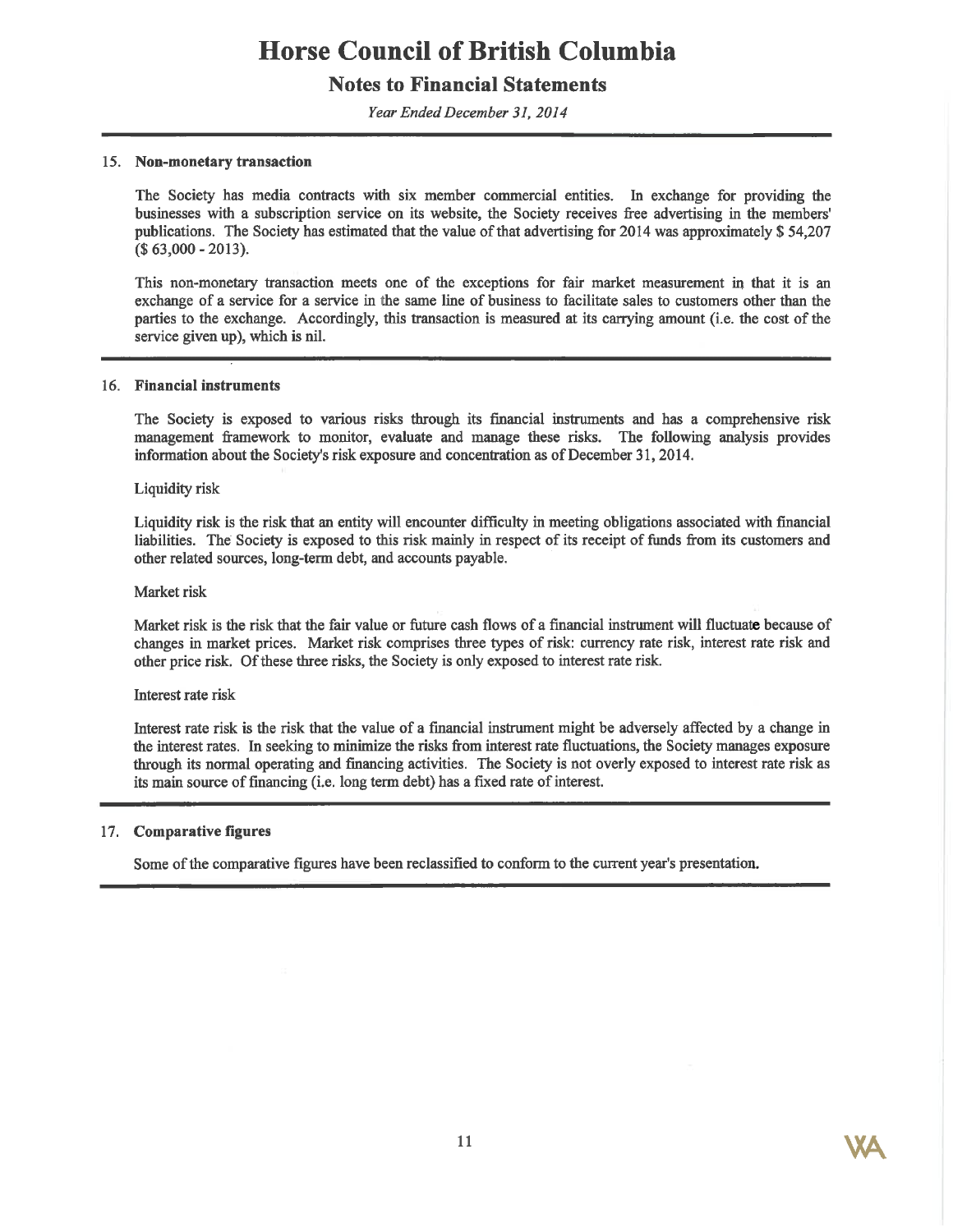# Horse Council of British Columbia

## Notes to Financial Statements

*Year Ended December 31, 2014*

### 15. Non-monetary transaction

The Society has media contracts with six member commercial entities. In exchange for providing the businesses with a subscription service on its website, the Society receives free advertising in the members' publications. The Society has estimated that the value of that advertising for 2014 was approximately $ 54,207 ($ 63,000 - 2013).

This non-monetary transaction meets one of the exceptions for fair market measurement in that it is an exchange of a service for a service in the same line of business to facilitate sales to customers other than the parties to the exchange. Accordingly, this transaction is measured at its carrying amount (i.e. the cost of the service given up), which is nil.

### 16. Financial instruments

The Society is exposed to various risks through its financial instruments and has a comprehensive risk management framework to monitor, evaluate and manage these risks. The following analysis provides information about the Society's risk exposure and concentration as of December 31, 2014.

Liquidity risk

Liquidity risk is the risk that an entity will encounter difficulty in meeting obligations associated with financial liabilities. The Society is exposed to this risk mainly in respect of its receipt of funds from its customers and other related sources, long-term debt, and accounts payable.

Market risk

Market risk is the risk that the fair value or future cash flows of a financial instrument will fluctuate because of changes in market prices. Market risk comprises three types of risk: currency rate risk, interest rate risk and other price risk. Of these three risks, the Society is only exposed to interest rate risk.

Interest rate risk

Interest rate risk is the risk that the value of a financial instrument might be adversely affected by a change in the interest rates. In seeking to minimize the risks from interest rate fluctuations, the Society manages exposure through its normal operating and financing activities. The Society is not overly exposed to interest rate risk as its main source of financing (i.e. long term debt) has a fixed rate of interest.

### 17. Comparative figures

Some of the comparative figures have been reclassified to conform to the current year's presentation.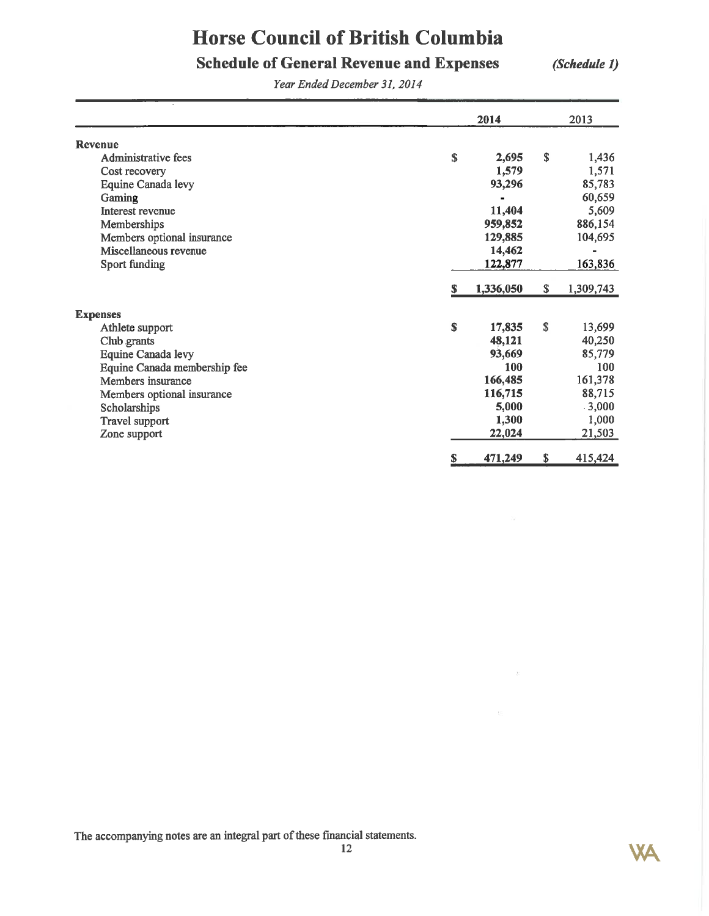# Horse Council of British Columbia

## Schedule of General Revenue and Expenses *(Schedule 1)*

*Year Ended December 31, 2014*

| | 2014 | 2013 |
|---|---|---|
| **Revenue** | | |
| Administrative fees | $ 2,695 | $ 1,436 |
| Cost recovery | 1,579 | 1,571 |
| Equine Canada levy | 93,296 | 85,783 |
| Gaming | - | 60,659 |
| Interest revenue | 11,404 | 5,609 |
| Memberships | 959,852 | 886,154 |
| Members optional insurance | 129,885 | 104,695 |
| Miscellaneous revenue | 14,462 | - |
| Sport funding | 122,877 | 163,836 |
| | $ 1,336,050 | $ 1,309,743 |
| **Expenses** | | |
| Athlete support | $ 17,835 | $ 13,699 |
| Club grants | 48,121 | 40,250 |
| Equine Canada levy | 93,669 | 85,779 |
| Equine Canada membership fee | 100 | 100 |
| Members insurance | 166,485 | 161,378 |
| Members optional insurance | 116,715 | 88,715 |
| Scholarships | 5,000 | 3,000 |
| Travel support | 1,300 | 1,000 |
| Zone support | 22,024 | 21,503 |
| | $ 471,249 | $ 415,424 |

The accompanying notes are an integral part of these financial statements.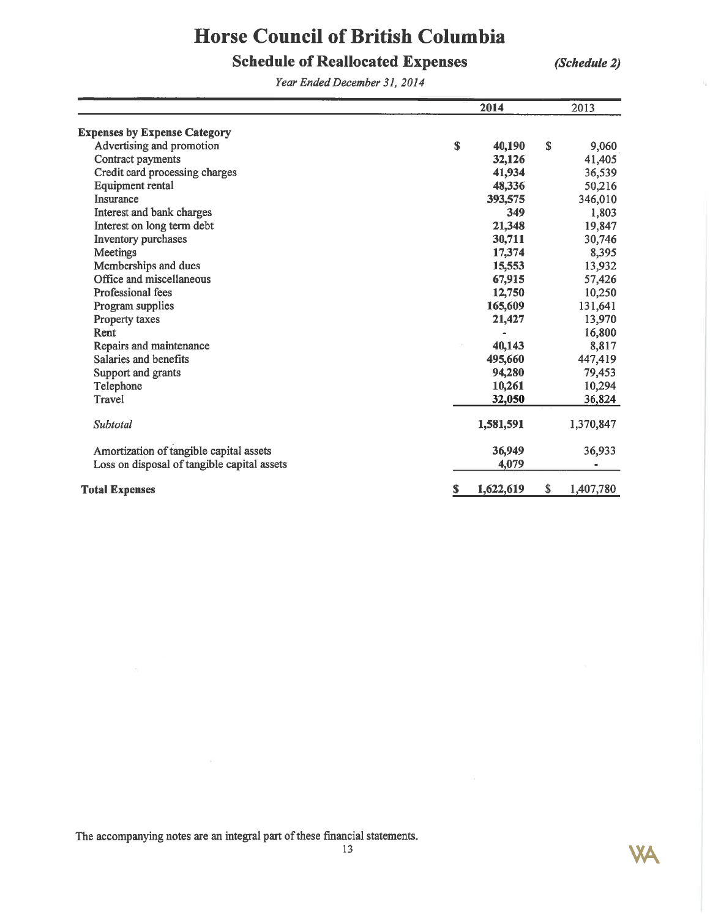# Horse Council of British Columbia

## Schedule of Reallocated Expenses

*(Schedule 2)*

*Year Ended December 31, 2014*

| | 2014 | 2013 |
|---|---|---|
| **Expenses by Expense Category** | | |
| Advertising and promotion | $ 40,190 | $ 9,060 |
| Contract payments | 32,126 | 41,405 |
| Credit card processing charges | 41,934 | 36,539 |
| Equipment rental | 48,336 | 50,216 |
| Insurance | 393,575 | 346,010 |
| Interest and bank charges | 349 | 1,803 |
| Interest on long term debt | 21,348 | 19,847 |
| Inventory purchases | 30,711 | 30,746 |
| Meetings | 17,374 | 8,395 |
| Memberships and dues | 15,553 | 13,932 |
| Office and miscellaneous | 67,915 | 57,426 |
| Professional fees | 12,750 | 10,250 |
| Program supplies | 165,609 | 131,641 |
| Property taxes | 21,427 | 13,970 |
| Rent | - | 16,800 |
| Repairs and maintenance | 40,143 | 8,817 |
| Salaries and benefits | 495,660 | 447,419 |
| Support and grants | 94,280 | 79,453 |
| Telephone | 10,261 | 10,294 |
| Travel | 32,050 | 36,824 |
| *Subtotal* | 1,581,591 | 1,370,847 |
| Amortization of tangible capital assets | 36,949 | 36,933 |
| Loss on disposal of tangible capital assets | 4,079 | - |
| **Total Expenses** | $ 1,622,619 | $ 1,407,780 |

The accompanying notes are an integral part of these financial statements.